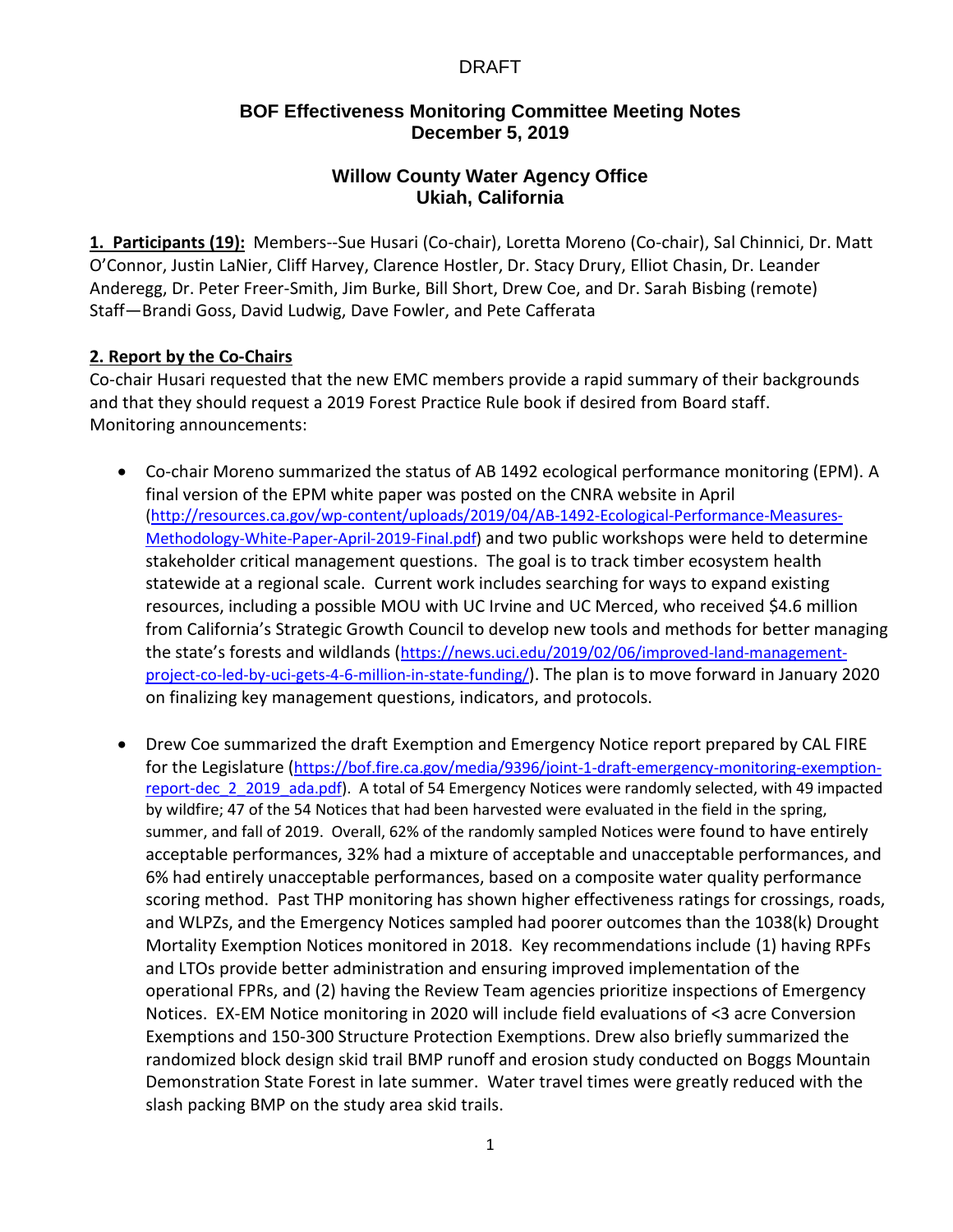DRAFT

## BOF Effectiveness Monitoring Committee Meeting Notes
## December 5, 2019

## Willow County Water Agency Office
## Ukiah, California

**1. Participants (19):** Members--Sue Husari (Co-chair), Loretta Moreno (Co-chair), Sal Chinnici, Dr. Matt O'Connor, Justin LaNier, Cliff Harvey, Clarence Hostler, Dr. Stacy Drury, Elliot Chasin, Dr. Leander Anderegg, Dr. Peter Freer-Smith, Jim Burke, Bill Short, Drew Coe, and Dr. Sarah Bisbing (remote) Staff—Brandi Goss, David Ludwig, Dave Fowler, and Pete Cafferata

**2. Report by the Co-Chairs**

Co-chair Husari requested that the new EMC members provide a rapid summary of their backgrounds and that they should request a 2019 Forest Practice Rule book if desired from Board staff. Monitoring announcements:

- Co-chair Moreno summarized the status of AB 1492 ecological performance monitoring (EPM). A final version of the EPM white paper was posted on the CNRA website in April (http://resources.ca.gov/wp-content/uploads/2019/04/AB-1492-Ecological-Performance-Measures-Methodology-White-Paper-April-2019-Final.pdf) and two public workshops were held to determine stakeholder critical management questions. The goal is to track timber ecosystem health statewide at a regional scale. Current work includes searching for ways to expand existing resources, including a possible MOU with UC Irvine and UC Merced, who received $4.6 million from California's Strategic Growth Council to develop new tools and methods for better managing the state's forests and wildlands (https://news.uci.edu/2019/02/06/improved-land-management-project-co-led-by-uci-gets-4-6-million-in-state-funding/). The plan is to move forward in January 2020 on finalizing key management questions, indicators, and protocols.

- Drew Coe summarized the draft Exemption and Emergency Notice report prepared by CAL FIRE for the Legislature (https://bof.fire.ca.gov/media/9396/joint-1-draft-emergency-monitoring-exemption-report-dec_2_2019_ada.pdf). A total of 54 Emergency Notices were randomly selected, with 49 impacted by wildfire; 47 of the 54 Notices that had been harvested were evaluated in the field in the spring, summer, and fall of 2019. Overall, 62% of the randomly sampled Notices were found to have entirely acceptable performances, 32% had a mixture of acceptable and unacceptable performances, and 6% had entirely unacceptable performances, based on a composite water quality performance scoring method. Past THP monitoring has shown higher effectiveness ratings for crossings, roads, and WLPZs, and the Emergency Notices sampled had poorer outcomes than the 1038(k) Drought Mortality Exemption Notices monitored in 2018. Key recommendations include (1) having RPFs and LTOs provide better administration and ensuring improved implementation of the operational FPRs, and (2) having the Review Team agencies prioritize inspections of Emergency Notices. EX-EM Notice monitoring in 2020 will include field evaluations of <3 acre Conversion Exemptions and 150-300 Structure Protection Exemptions. Drew also briefly summarized the randomized block design skid trail BMP runoff and erosion study conducted on Boggs Mountain Demonstration State Forest in late summer. Water travel times were greatly reduced with the slash packing BMP on the study area skid trails.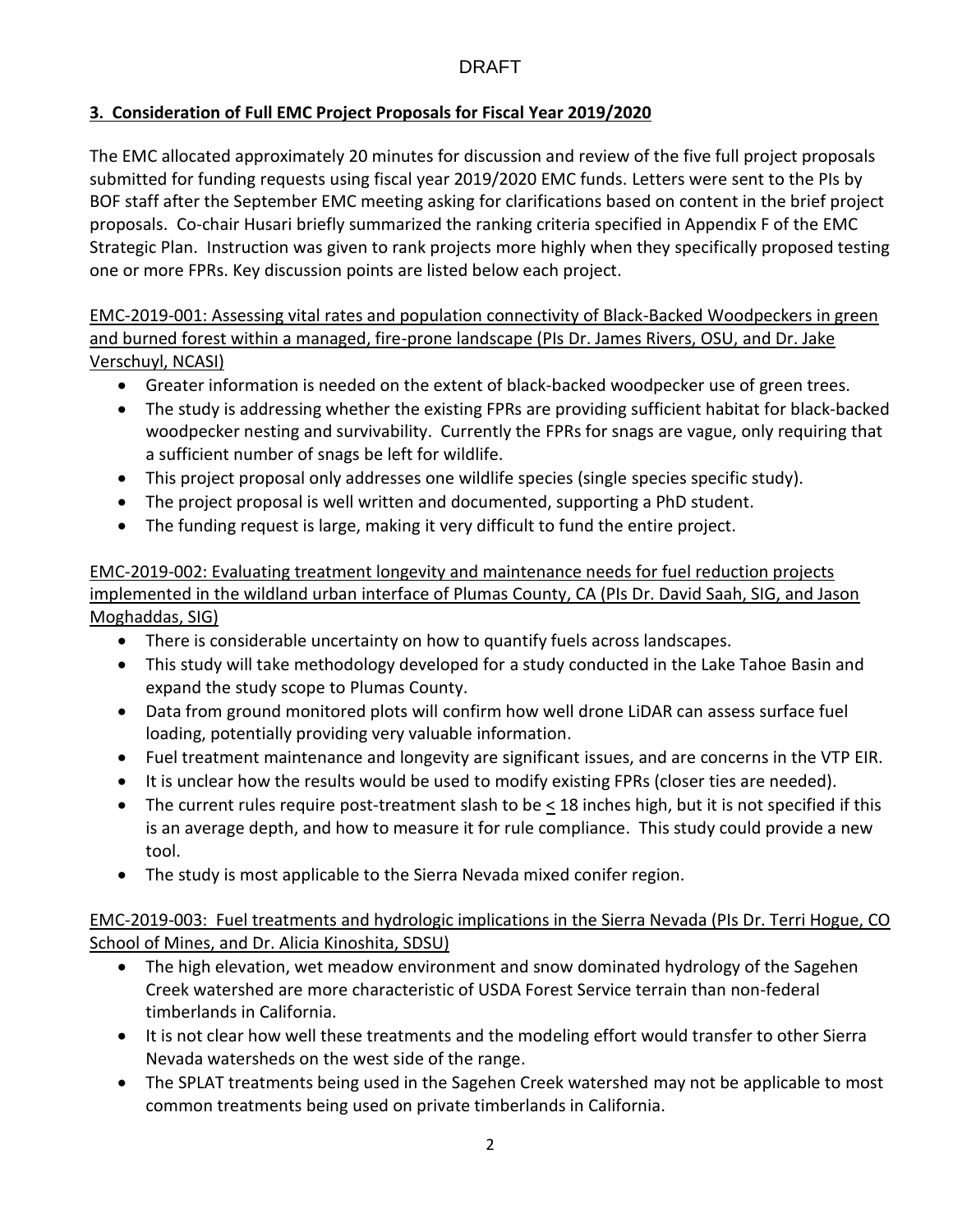DRAFT

**3. Consideration of Full EMC Project Proposals for Fiscal Year 2019/2020**

The EMC allocated approximately 20 minutes for discussion and review of the five full project proposals submitted for funding requests using fiscal year 2019/2020 EMC funds. Letters were sent to the PIs by BOF staff after the September EMC meeting asking for clarifications based on content in the brief project proposals. Co-chair Husari briefly summarized the ranking criteria specified in Appendix F of the EMC Strategic Plan. Instruction was given to rank projects more highly when they specifically proposed testing one or more FPRs. Key discussion points are listed below each project.

EMC-2019-001: Assessing vital rates and population connectivity of Black-Backed Woodpeckers in green and burned forest within a managed, fire-prone landscape (PIs Dr. James Rivers, OSU, and Dr. Jake Verschuyl, NCASI)

- Greater information is needed on the extent of black-backed woodpecker use of green trees.
- The study is addressing whether the existing FPRs are providing sufficient habitat for black-backed woodpecker nesting and survivability. Currently the FPRs for snags are vague, only requiring that a sufficient number of snags be left for wildlife.
- This project proposal only addresses one wildlife species (single species specific study).
- The project proposal is well written and documented, supporting a PhD student.
- The funding request is large, making it very difficult to fund the entire project.

EMC-2019-002: Evaluating treatment longevity and maintenance needs for fuel reduction projects implemented in the wildland urban interface of Plumas County, CA (PIs Dr. David Saah, SIG, and Jason Moghaddas, SIG)

- There is considerable uncertainty on how to quantify fuels across landscapes.
- This study will take methodology developed for a study conducted in the Lake Tahoe Basin and expand the study scope to Plumas County.
- Data from ground monitored plots will confirm how well drone LiDAR can assess surface fuel loading, potentially providing very valuable information.
- Fuel treatment maintenance and longevity are significant issues, and are concerns in the VTP EIR.
- It is unclear how the results would be used to modify existing FPRs (closer ties are needed).
- The current rules require post-treatment slash to be $\leq$ 18 inches high, but it is not specified if this is an average depth, and how to measure it for rule compliance. This study could provide a new tool.
- The study is most applicable to the Sierra Nevada mixed conifer region.

EMC-2019-003: Fuel treatments and hydrologic implications in the Sierra Nevada (PIs Dr. Terri Hogue, CO School of Mines, and Dr. Alicia Kinoshita, SDSU)

- The high elevation, wet meadow environment and snow dominated hydrology of the Sagehen Creek watershed are more characteristic of USDA Forest Service terrain than non-federal timberlands in California.
- It is not clear how well these treatments and the modeling effort would transfer to other Sierra Nevada watersheds on the west side of the range.
- The SPLAT treatments being used in the Sagehen Creek watershed may not be applicable to most common treatments being used on private timberlands in California.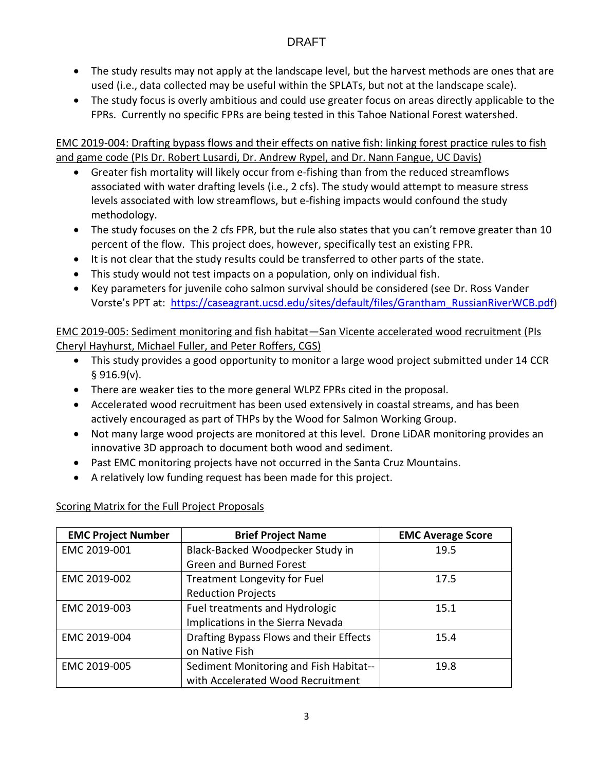- The study results may not apply at the landscape level, but the harvest methods are ones that are used (i.e., data collected may be useful within the SPLATs, but not at the landscape scale).
- The study focus is overly ambitious and could use greater focus on areas directly applicable to the FPRs. Currently no specific FPRs are being tested in this Tahoe National Forest watershed.

EMC 2019-004: Drafting bypass flows and their effects on native fish: linking forest practice rules to fish and game code (PIs Dr. Robert Lusardi, Dr. Andrew Rypel, and Dr. Nann Fangue, UC Davis)

- Greater fish mortality will likely occur from e-fishing than from the reduced streamflows associated with water drafting levels (i.e., 2 cfs). The study would attempt to measure stress levels associated with low streamflows, but e-fishing impacts would confound the study methodology.
- The study focuses on the 2 cfs FPR, but the rule also states that you can't remove greater than 10 percent of the flow. This project does, however, specifically test an existing FPR.
- It is not clear that the study results could be transferred to other parts of the state.
- This study would not test impacts on a population, only on individual fish.
- Key parameters for juvenile coho salmon survival should be considered (see Dr. Ross Vander Vorste's PPT at: https://caseagrant.ucsd.edu/sites/default/files/Grantham_RussianRiverWCB.pdf)

EMC 2019-005: Sediment monitoring and fish habitat—San Vicente accelerated wood recruitment (PIs Cheryl Hayhurst, Michael Fuller, and Peter Roffers, CGS)

- This study provides a good opportunity to monitor a large wood project submitted under 14 CCR § 916.9(v).
- There are weaker ties to the more general WLPZ FPRs cited in the proposal.
- Accelerated wood recruitment has been used extensively in coastal streams, and has been actively encouraged as part of THPs by the Wood for Salmon Working Group.
- Not many large wood projects are monitored at this level. Drone LiDAR monitoring provides an innovative 3D approach to document both wood and sediment.
- Past EMC monitoring projects have not occurred in the Santa Cruz Mountains.
- A relatively low funding request has been made for this project.

Scoring Matrix for the Full Project Proposals

| EMC Project Number | Brief Project Name | EMC Average Score |
| --- | --- | --- |
| EMC 2019-001 | Black-Backed Woodpecker Study in Green and Burned Forest | 19.5 |
| EMC 2019-002 | Treatment Longevity for Fuel Reduction Projects | 17.5 |
| EMC 2019-003 | Fuel treatments and Hydrologic Implications in the Sierra Nevada | 15.1 |
| EMC 2019-004 | Drafting Bypass Flows and their Effects on Native Fish | 15.4 |
| EMC 2019-005 | Sediment Monitoring and Fish Habitat--with Accelerated Wood Recruitment | 19.8 |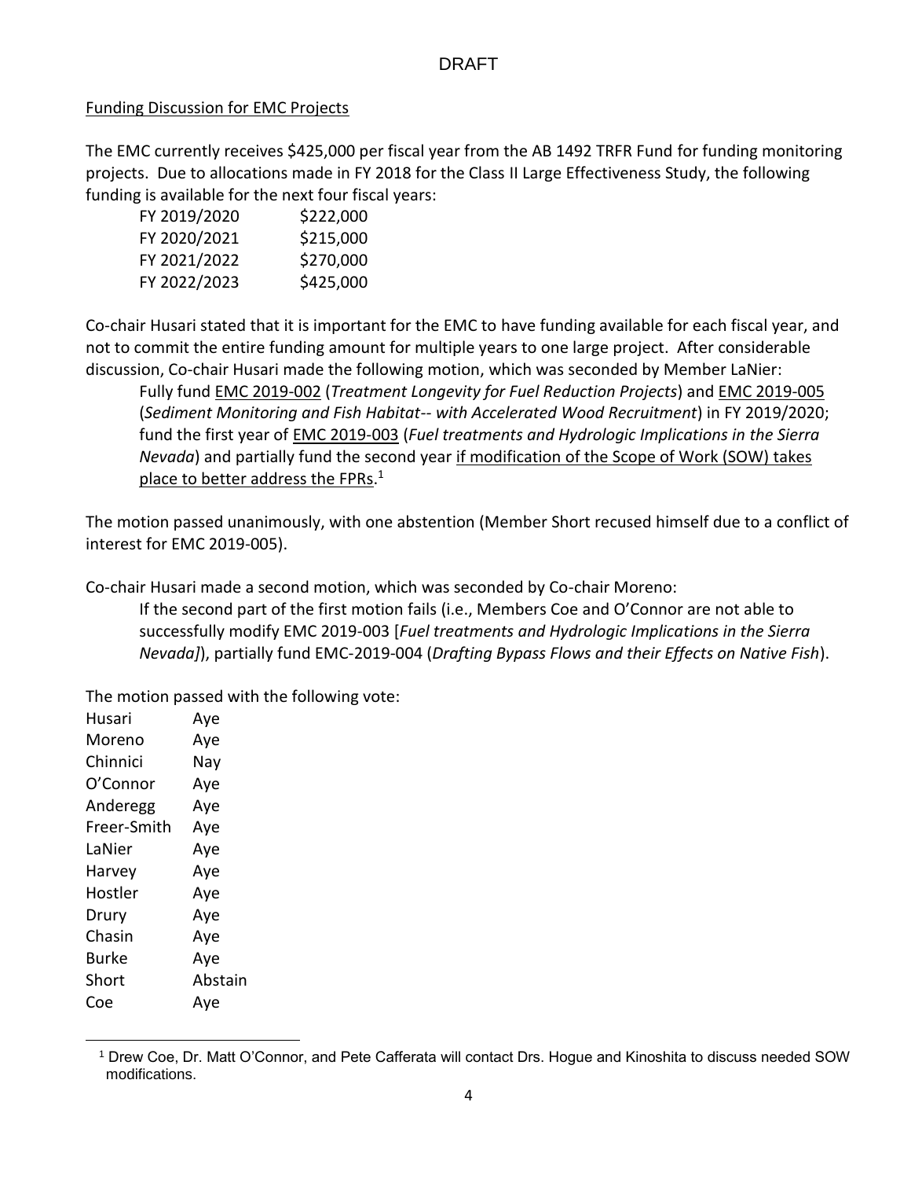DRAFT

## Funding Discussion for EMC Projects

The EMC currently receives $425,000 per fiscal year from the AB 1492 TRFR Fund for funding monitoring projects. Due to allocations made in FY 2018 for the Class II Large Effectiveness Study, the following funding is available for the next four fiscal years:

| | |
|---|---|
| FY 2019/2020 | $222,000 |
| FY 2020/2021 | $215,000 |
| FY 2021/2022 | $270,000 |
| FY 2022/2023 | $425,000 |

Co-chair Husari stated that it is important for the EMC to have funding available for each fiscal year, and not to commit the entire funding amount for multiple years to one large project. After considerable discussion, Co-chair Husari made the following motion, which was seconded by Member LaNier:

> Fully fund EMC 2019-002 (*Treatment Longevity for Fuel Reduction Projects*) and EMC 2019-005 (*Sediment Monitoring and Fish Habitat-- with Accelerated Wood Recruitment*) in FY 2019/2020; fund the first year of EMC 2019-003 (*Fuel treatments and Hydrologic Implications in the Sierra Nevada*) and partially fund the second year if modification of the Scope of Work (SOW) takes place to better address the FPRs.[1]

The motion passed unanimously, with one abstention (Member Short recused himself due to a conflict of interest for EMC 2019-005).

Co-chair Husari made a second motion, which was seconded by Co-chair Moreno:

> If the second part of the first motion fails (i.e., Members Coe and O'Connor are not able to successfully modify EMC 2019-003 [*Fuel treatments and Hydrologic Implications in the Sierra Nevada]*), partially fund EMC-2019-004 (*Drafting Bypass Flows and their Effects on Native Fish*).

The motion passed with the following vote:

| | |
|---|---|
| Husari | Aye |
| Moreno | Aye |
| Chinnici | Nay |
| O'Connor | Aye |
| Anderegg | Aye |
| Freer-Smith | Aye |
| LaNier | Aye |
| Harvey | Aye |
| Hostler | Aye |
| Drury | Aye |
| Chasin | Aye |
| Burke | Aye |
| Short | Abstain |
| Coe | Aye |

[1] Drew Coe, Dr. Matt O'Connor, and Pete Cafferata will contact Drs. Hogue and Kinoshita to discuss needed SOW modifications.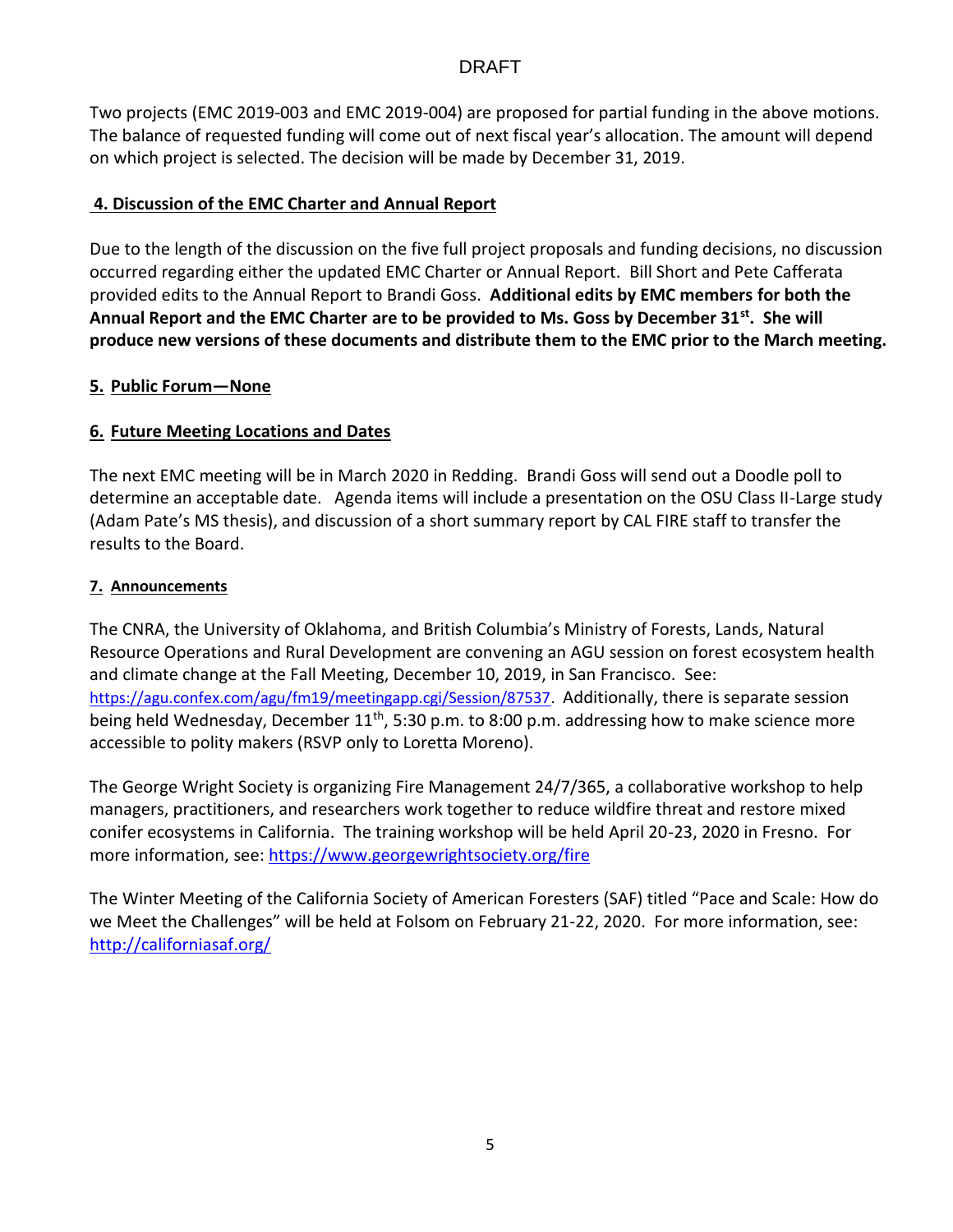Two projects (EMC 2019-003 and EMC 2019-004) are proposed for partial funding in the above motions. The balance of requested funding will come out of next fiscal year's allocation. The amount will depend on which project is selected. The decision will be made by December 31, 2019.

## 4. Discussion of the EMC Charter and Annual Report

Due to the length of the discussion on the five full project proposals and funding decisions, no discussion occurred regarding either the updated EMC Charter or Annual Report. Bill Short and Pete Cafferata provided edits to the Annual Report to Brandi Goss. **Additional edits by EMC members for both the Annual Report and the EMC Charter are to be provided to Ms. Goss by December 31st. She will produce new versions of these documents and distribute them to the EMC prior to the March meeting.**

## 5. Public Forum—None

## 6. Future Meeting Locations and Dates

The next EMC meeting will be in March 2020 in Redding. Brandi Goss will send out a Doodle poll to determine an acceptable date. Agenda items will include a presentation on the OSU Class II-Large study (Adam Pate's MS thesis), and discussion of a short summary report by CAL FIRE staff to transfer the results to the Board.

## 7. Announcements

The CNRA, the University of Oklahoma, and British Columbia's Ministry of Forests, Lands, Natural Resource Operations and Rural Development are convening an AGU session on forest ecosystem health and climate change at the Fall Meeting, December 10, 2019, in San Francisco. See: https://agu.confex.com/agu/fm19/meetingapp.cgi/Session/87537. Additionally, there is separate session being held Wednesday, December 11th, 5:30 p.m. to 8:00 p.m. addressing how to make science more accessible to polity makers (RSVP only to Loretta Moreno).

The George Wright Society is organizing Fire Management 24/7/365, a collaborative workshop to help managers, practitioners, and researchers work together to reduce wildfire threat and restore mixed conifer ecosystems in California. The training workshop will be held April 20-23, 2020 in Fresno. For more information, see: https://www.georgewrightsociety.org/fire

The Winter Meeting of the California Society of American Foresters (SAF) titled "Pace and Scale: How do we Meet the Challenges" will be held at Folsom on February 21-22, 2020. For more information, see: http://californiasaf.org/